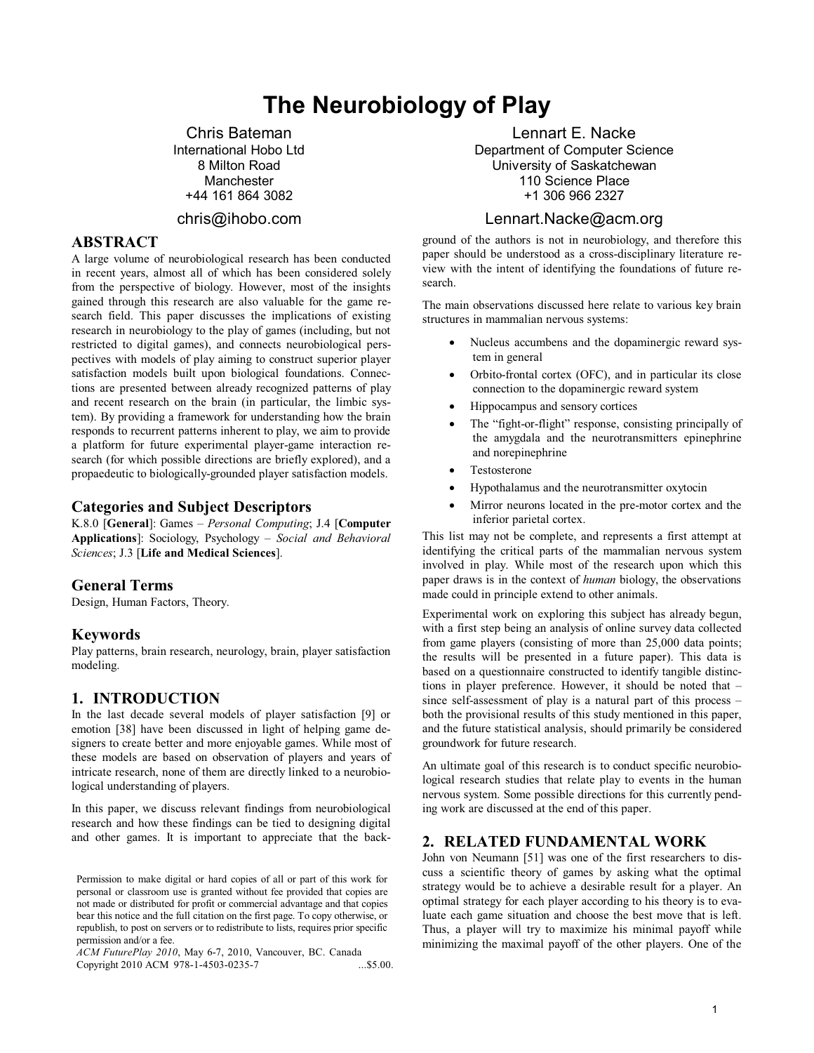# The Neurobiology of Play

Chris Bateman
International Hobo Ltd
8 Milton Road
Manchester
+44 161 864 3082
chris@ihobo.com

Lennart E. Nacke
Department of Computer Science
University of Saskatchewan
110 Science Place
+1 306 966 2327
Lennart.Nacke@acm.org

## ABSTRACT

A large volume of neurobiological research has been conducted in recent years, almost all of which has been considered solely from the perspective of biology. However, most of the insights gained through this research are also valuable for the game research field. This paper discusses the implications of existing research in neurobiology to the play of games (including, but not restricted to digital games), and connects neurobiological perspectives with models of play aiming to construct superior player satisfaction models built upon biological foundations. Connections are presented between already recognized patterns of play and recent research on the brain (in particular, the limbic system). By providing a framework for understanding how the brain responds to recurrent patterns inherent to play, we aim to provide a platform for future experimental player-game interaction research (for which possible directions are briefly explored), and a propaedeutic to biologically-grounded player satisfaction models.

### Categories and Subject Descriptors

K.8.0 [**General**]: Games – *Personal Computing*; J.4 [**Computer Applications**]: Sociology, Psychology – *Social and Behavioral Sciences*; J.3 [**Life and Medical Sciences**].

### General Terms

Design, Human Factors, Theory.

### Keywords

Play patterns, brain research, neurology, brain, player satisfaction modeling.

## 1. INTRODUCTION

In the last decade several models of player satisfaction [9] or emotion [38] have been discussed in light of helping game designers to create better and more enjoyable games. While most of these models are based on observation of players and years of intricate research, none of them are directly linked to a neurobiological understanding of players.

In this paper, we discuss relevant findings from neurobiological research and how these findings can be tied to designing digital and other games. It is important to appreciate that the background of the authors is not in neurobiology, and therefore this paper should be understood as a cross-disciplinary literature review with the intent of identifying the foundations of future research.

The main observations discussed here relate to various key brain structures in mammalian nervous systems:

- Nucleus accumbens and the dopaminergic reward system in general
- Orbito-frontal cortex (OFC), and in particular its close connection to the dopaminergic reward system
- Hippocampus and sensory cortices
- The "fight-or-flight" response, consisting principally of the amygdala and the neurotransmitters epinephrine and norepinephrine
- Testosterone
- Hypothalamus and the neurotransmitter oxytocin
- Mirror neurons located in the pre-motor cortex and the inferior parietal cortex.

This list may not be complete, and represents a first attempt at identifying the critical parts of the mammalian nervous system involved in play. While most of the research upon which this paper draws is in the context of *human* biology, the observations made could in principle extend to other animals.

Experimental work on exploring this subject has already begun, with a first step being an analysis of online survey data collected from game players (consisting of more than 25,000 data points; the results will be presented in a future paper). This data is based on a questionnaire constructed to identify tangible distinctions in player preference. However, it should be noted that – since self-assessment of play is a natural part of this process – both the provisional results of this study mentioned in this paper, and the future statistical analysis, should primarily be considered groundwork for future research.

An ultimate goal of this research is to conduct specific neurobiological research studies that relate play to events in the human nervous system. Some possible directions for this currently pending work are discussed at the end of this paper.

## 2. RELATED FUNDAMENTAL WORK

John von Neumann [51] was one of the first researchers to discuss a scientific theory of games by asking what the optimal strategy would be to achieve a desirable result for a player. An optimal strategy for each player according to his theory is to evaluate each game situation and choose the best move that is left. Thus, a player will try to maximize his minimal payoff while minimizing the maximal payoff of the other players. One of the

Permission to make digital or hard copies of all or part of this work for personal or classroom use is granted without fee provided that copies are not made or distributed for profit or commercial advantage and that copies bear this notice and the full citation on the first page. To copy otherwise, or republish, to post on servers or to redistribute to lists, requires prior specific permission and/or a fee.
*ACM FuturePlay 2010*, May 6-7, 2010, Vancouver, BC. Canada
Copyright 2010 ACM 978-1-4503-0235-7 ...$5.00.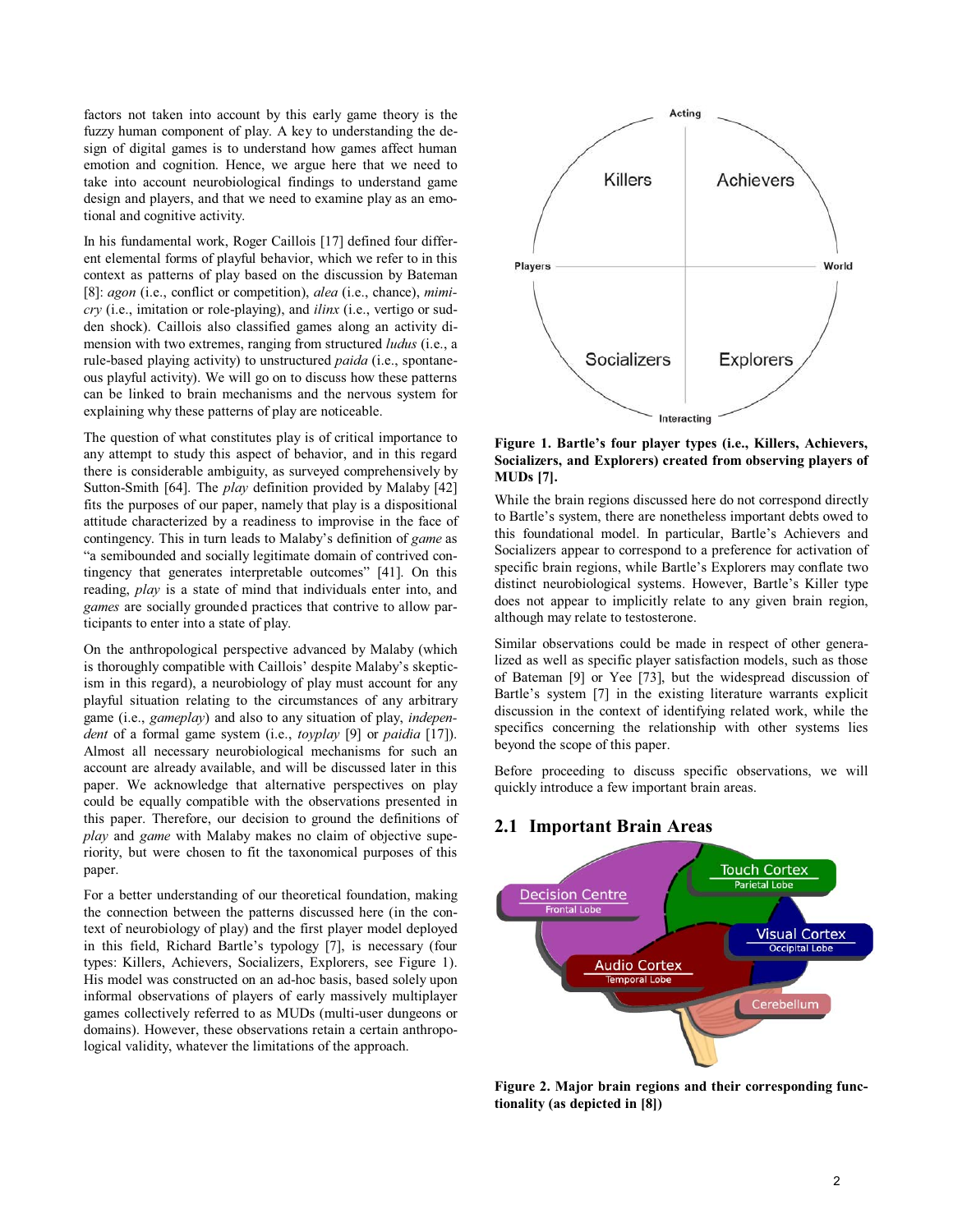factors not taken into account by this early game theory is the fuzzy human component of play. A key to understanding the design of digital games is to understand how games affect human emotion and cognition. Hence, we argue here that we need to take into account neurobiological findings to understand game design and players, and that we need to examine play as an emotional and cognitive activity.

In his fundamental work, Roger Caillois [17] defined four different elemental forms of playful behavior, which we refer to in this context as patterns of play based on the discussion by Bateman [8]: *agon* (i.e., conflict or competition), *alea* (i.e., chance), *mimicry* (i.e., imitation or role-playing), and *ilinx* (i.e., vertigo or sudden shock). Caillois also classified games along an activity dimension with two extremes, ranging from structured *ludus* (i.e., a rule-based playing activity) to unstructured *paida* (i.e., spontaneous playful activity). We will go on to discuss how these patterns can be linked to brain mechanisms and the nervous system for explaining why these patterns of play are noticeable.

The question of what constitutes play is of critical importance to any attempt to study this aspect of behavior, and in this regard there is considerable ambiguity, as surveyed comprehensively by Sutton-Smith [64]. The *play* definition provided by Malaby [42] fits the purposes of our paper, namely that play is a dispositional attitude characterized by a readiness to improvise in the face of contingency. This in turn leads to Malaby's definition of *game* as "a semibounded and socially legitimate domain of contrived contingency that generates interpretable outcomes" [41]. On this reading, *play* is a state of mind that individuals enter into, and *games* are socially grounded practices that contrive to allow participants to enter into a state of play.

On the anthropological perspective advanced by Malaby (which is thoroughly compatible with Caillois' despite Malaby's skepticism in this regard), a neurobiology of play must account for any playful situation relating to the circumstances of any arbitrary game (i.e., *gameplay*) and also to any situation of play, *independent* of a formal game system (i.e., *toyplay* [9] or *paidia* [17]). Almost all necessary neurobiological mechanisms for such an account are already available, and will be discussed later in this paper. We acknowledge that alternative perspectives on play could be equally compatible with the observations presented in this paper. Therefore, our decision to ground the definitions of *play* and *game* with Malaby makes no claim of objective superiority, but were chosen to fit the taxonomical purposes of this paper.

For a better understanding of our theoretical foundation, making the connection between the patterns discussed here (in the context of neurobiology of play) and the first player model deployed in this field, Richard Bartle's typology [7], is necessary (four types: Killers, Achievers, Socializers, Explorers, see Figure 1). His model was constructed on an ad-hoc basis, based solely upon informal observations of players of early massively multiplayer games collectively referred to as MUDs (multi-user dungeons or domains). However, these observations retain a certain anthropological validity, whatever the limitations of the approach.

**Figure 1. Bartle's four player types (i.e., Killers, Achievers, Socializers, and Explorers) created from observing players of MUDs [7].**

While the brain regions discussed here do not correspond directly to Bartle's system, there are nonetheless important debts owed to this foundational model. In particular, Bartle's Achievers and Socializers appear to correspond to a preference for activation of specific brain regions, while Bartle's Explorers may conflate two distinct neurobiological systems. However, Bartle's Killer type does not appear to implicitly relate to any given brain region, although may relate to testosterone.

Similar observations could be made in respect of other generalized as well as specific player satisfaction models, such as those of Bateman [9] or Yee [73], but the widespread discussion of Bartle's system [7] in the existing literature warrants explicit discussion in the context of identifying related work, while the specifics concerning the relationship with other systems lies beyond the scope of this paper.

Before proceeding to discuss specific observations, we will quickly introduce a few important brain areas.

## 2.1 Important Brain Areas

**Figure 2. Major brain regions and their corresponding functionality (as depicted in [8])**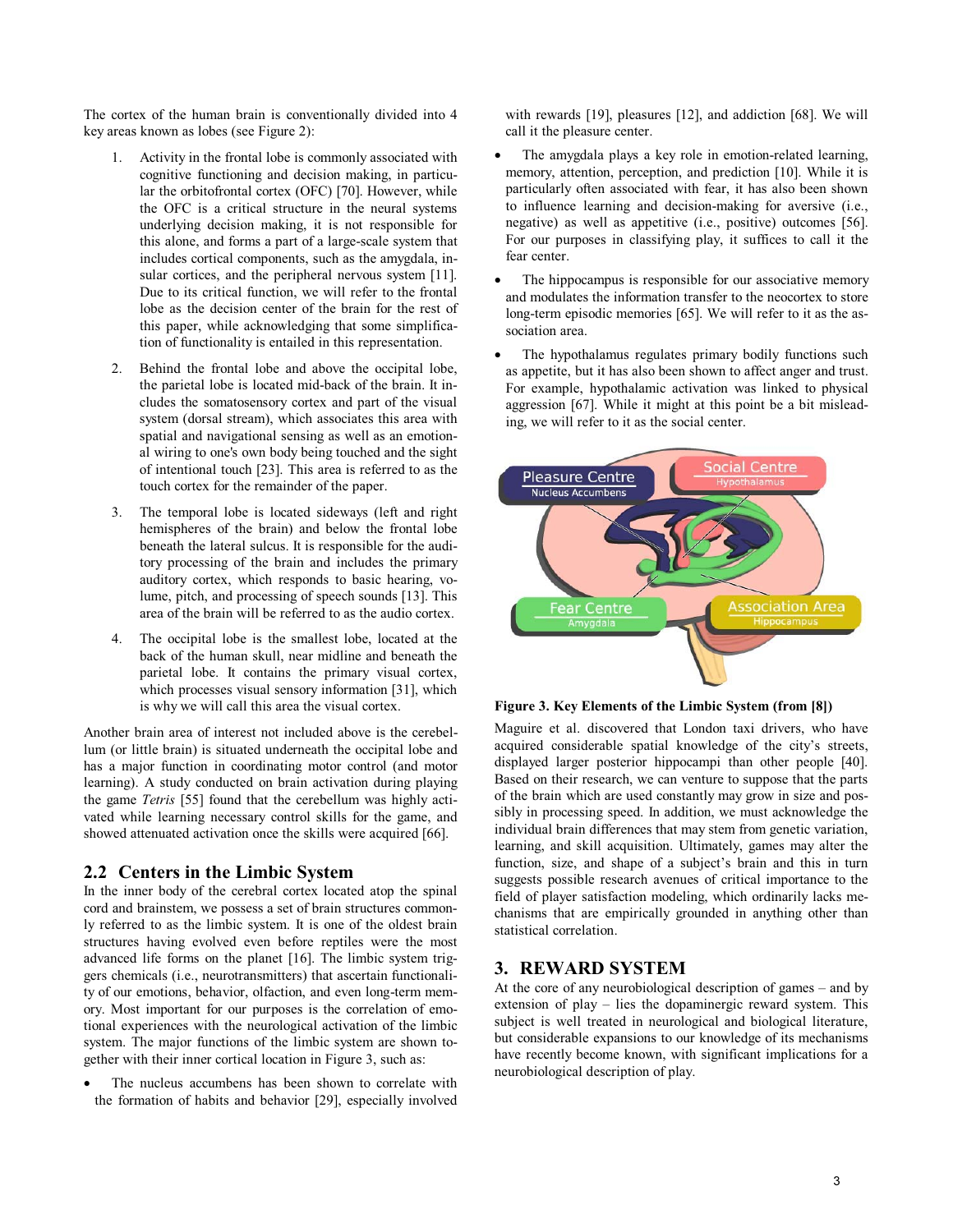The cortex of the human brain is conventionally divided into 4 key areas known as lobes (see Figure 2):

1. Activity in the frontal lobe is commonly associated with cognitive functioning and decision making, in particular the orbitofrontal cortex (OFC) [70]. However, while the OFC is a critical structure in the neural systems underlying decision making, it is not responsible for this alone, and forms a part of a large-scale system that includes cortical components, such as the amygdala, insular cortices, and the peripheral nervous system [11]. Due to its critical function, we will refer to the frontal lobe as the decision center of the brain for the rest of this paper, while acknowledging that some simplification of functionality is entailed in this representation.
2. Behind the frontal lobe and above the occipital lobe, the parietal lobe is located mid-back of the brain. It includes the somatosensory cortex and part of the visual system (dorsal stream), which associates this area with spatial and navigational sensing as well as an emotional wiring to one's own body being touched and the sight of intentional touch [23]. This area is referred to as the touch cortex for the remainder of the paper.
3. The temporal lobe is located sideways (left and right hemispheres of the brain) and below the frontal lobe beneath the lateral sulcus. It is responsible for the auditory processing of the brain and includes the primary auditory cortex, which responds to basic hearing, volume, pitch, and processing of speech sounds [13]. This area of the brain will be referred to as the audio cortex.
4. The occipital lobe is the smallest lobe, located at the back of the human skull, near midline and beneath the parietal lobe. It contains the primary visual cortex, which processes visual sensory information [31], which is why we will call this area the visual cortex.

Another brain area of interest not included above is the cerebellum (or little brain) is situated underneath the occipital lobe and has a major function in coordinating motor control (and motor learning). A study conducted on brain activation during playing the game *Tetris* [55] found that the cerebellum was highly activated while learning necessary control skills for the game, and showed attenuated activation once the skills were acquired [66].

## 2.2 Centers in the Limbic System

In the inner body of the cerebral cortex located atop the spinal cord and brainstem, we possess a set of brain structures commonly referred to as the limbic system. It is one of the oldest brain structures having evolved even before reptiles were the most advanced life forms on the planet [16]. The limbic system triggers chemicals (i.e., neurotransmitters) that ascertain functionality of our emotions, behavior, olfaction, and even long-term memory. Most important for our purposes is the correlation of emotional experiences with the neurological activation of the limbic system. The major functions of the limbic system are shown together with their inner cortical location in Figure 3, such as:

- The nucleus accumbens has been shown to correlate with the formation of habits and behavior [29], especially involved with rewards [19], pleasures [12], and addiction [68]. We will call it the pleasure center.
- The amygdala plays a key role in emotion-related learning, memory, attention, perception, and prediction [10]. While it is particularly often associated with fear, it has also been shown to influence learning and decision-making for aversive (i.e., negative) as well as appetitive (i.e., positive) outcomes [56]. For our purposes in classifying play, it suffices to call it the fear center.
- The hippocampus is responsible for our associative memory and modulates the information transfer to the neocortex to store long-term episodic memories [65]. We will refer to it as the association area.
- The hypothalamus regulates primary bodily functions such as appetite, but it has also been shown to affect anger and trust. For example, hypothalamic activation was linked to physical aggression [67]. While it might at this point be a bit misleading, we will refer to it as the social center.

**Figure 3. Key Elements of the Limbic System (from [8])**

Maguire et al. discovered that London taxi drivers, who have acquired considerable spatial knowledge of the city's streets, displayed larger posterior hippocampi than other people [40]. Based on their research, we can venture to suppose that the parts of the brain which are used constantly may grow in size and possibly in processing speed. In addition, we must acknowledge the individual brain differences that may stem from genetic variation, learning, and skill acquisition. Ultimately, games may alter the function, size, and shape of a subject's brain and this in turn suggests possible research avenues of critical importance to the field of player satisfaction modeling, which ordinarily lacks mechanisms that are empirically grounded in anything other than statistical correlation.

# 3. REWARD SYSTEM

At the core of any neurobiological description of games – and by extension of play – lies the dopaminergic reward system. This subject is well treated in neurological and biological literature, but considerable expansions to our knowledge of its mechanisms have recently become known, with significant implications for a neurobiological description of play.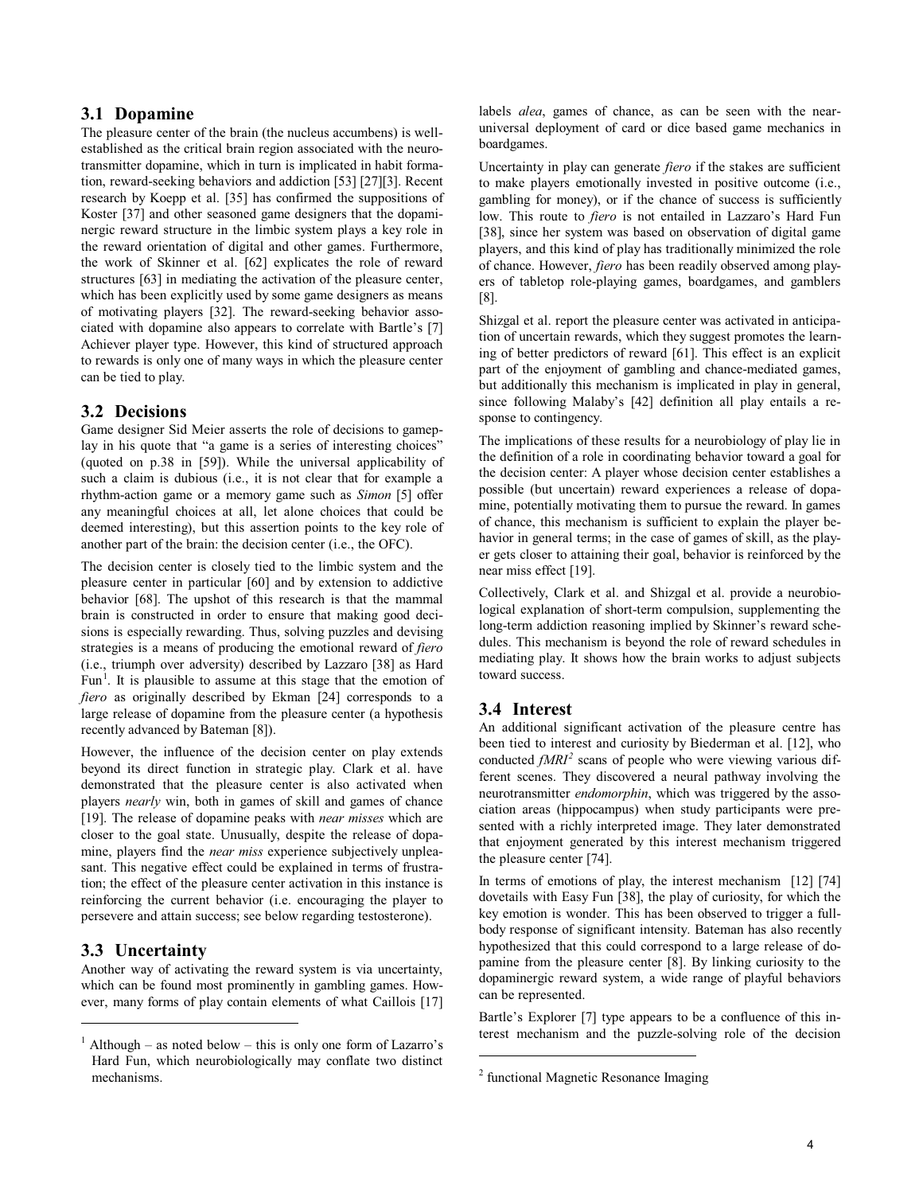## 3.1 Dopamine

The pleasure center of the brain (the nucleus accumbens) is well-established as the critical brain region associated with the neurotransmitter dopamine, which in turn is implicated in habit formation, reward-seeking behaviors and addiction [53] [27][3]. Recent research by Koepp et al. [35] has confirmed the suppositions of Koster [37] and other seasoned game designers that the dopaminergic reward structure in the limbic system plays a key role in the reward orientation of digital and other games. Furthermore, the work of Skinner et al. [62] explicates the role of reward structures [63] in mediating the activation of the pleasure center, which has been explicitly used by some game designers as means of motivating players [32]. The reward-seeking behavior associated with dopamine also appears to correlate with Bartle's [7] Achiever player type. However, this kind of structured approach to rewards is only one of many ways in which the pleasure center can be tied to play.

## 3.2 Decisions

Game designer Sid Meier asserts the role of decisions to gameplay in his quote that "a game is a series of interesting choices" (quoted on p.38 in [59]). While the universal applicability of such a claim is dubious (i.e., it is not clear that for example a rhythm-action game or a memory game such as *Simon* [5] offer any meaningful choices at all, let alone choices that could be deemed interesting), but this assertion points to the key role of another part of the brain: the decision center (i.e., the OFC).

The decision center is closely tied to the limbic system and the pleasure center in particular [60] and by extension to addictive behavior [68]. The upshot of this research is that the mammal brain is constructed in order to ensure that making good decisions is especially rewarding. Thus, solving puzzles and devising strategies is a means of producing the emotional reward of *fiero* (i.e., triumph over adversity) described by Lazzaro [38] as Hard Fun[1]. It is plausible to assume at this stage that the emotion of *fiero* as originally described by Ekman [24] corresponds to a large release of dopamine from the pleasure center (a hypothesis recently advanced by Bateman [8]).

However, the influence of the decision center on play extends beyond its direct function in strategic play. Clark et al. have demonstrated that the pleasure center is also activated when players *nearly* win, both in games of skill and games of chance [19]. The release of dopamine peaks with *near misses* which are closer to the goal state. Unusually, despite the release of dopamine, players find the *near miss* experience subjectively unpleasant. This negative effect could be explained in terms of frustration; the effect of the pleasure center activation in this instance is reinforcing the current behavior (i.e. encouraging the player to persevere and attain success; see below regarding testosterone).

## 3.3 Uncertainty

Another way of activating the reward system is via uncertainty, which can be found most prominently in gambling games. However, many forms of play contain elements of what Caillois [17] labels *alea*, games of chance, as can be seen with the near-universal deployment of card or dice based game mechanics in boardgames.

Uncertainty in play can generate *fiero* if the stakes are sufficient to make players emotionally invested in positive outcome (i.e., gambling for money), or if the chance of success is sufficiently low. This route to *fiero* is not entailed in Lazzaro's Hard Fun [38], since her system was based on observation of digital game players, and this kind of play has traditionally minimized the role of chance. However, *fiero* has been readily observed among players of tabletop role-playing games, boardgames, and gamblers [8].

Shizgal et al. report the pleasure center was activated in anticipation of uncertain rewards, which they suggest promotes the learning of better predictors of reward [61]. This effect is an explicit part of the enjoyment of gambling and chance-mediated games, but additionally this mechanism is implicated in play in general, since following Malaby's [42] definition all play entails a response to contingency.

The implications of these results for a neurobiology of play lie in the definition of a role in coordinating behavior toward a goal for the decision center: A player whose decision center establishes a possible (but uncertain) reward experiences a release of dopamine, potentially motivating them to pursue the reward. In games of chance, this mechanism is sufficient to explain the player behavior in general terms; in the case of games of skill, as the player gets closer to attaining their goal, behavior is reinforced by the near miss effect [19].

Collectively, Clark et al. and Shizgal et al. provide a neurobiological explanation of short-term compulsion, supplementing the long-term addiction reasoning implied by Skinner's reward schedules. This mechanism is beyond the role of reward schedules in mediating play. It shows how the brain works to adjust subjects toward success.

## 3.4 Interest

An additional significant activation of the pleasure centre has been tied to interest and curiosity by Biederman et al. [12], who conducted *fMRI*[2] scans of people who were viewing various different scenes. They discovered a neural pathway involving the neurotransmitter *endomorphin*, which was triggered by the association areas (hippocampus) when study participants were presented with a richly interpreted image. They later demonstrated that enjoyment generated by this interest mechanism triggered the pleasure center [74].

In terms of emotions of play, the interest mechanism [12] [74] dovetails with Easy Fun [38], the play of curiosity, for which the key emotion is wonder. This has been observed to trigger a full-body response of significant intensity. Bateman has also recently hypothesized that this could correspond to a large release of dopamine from the pleasure center [8]. By linking curiosity to the dopaminergic reward system, a wide range of playful behaviors can be represented.

Bartle's Explorer [7] type appears to be a confluence of this interest mechanism and the puzzle-solving role of the decision

[1] Although – as noted below – this is only one form of Lazarro's Hard Fun, which neurobiologically may conflate two distinct mechanisms.

[2] functional Magnetic Resonance Imaging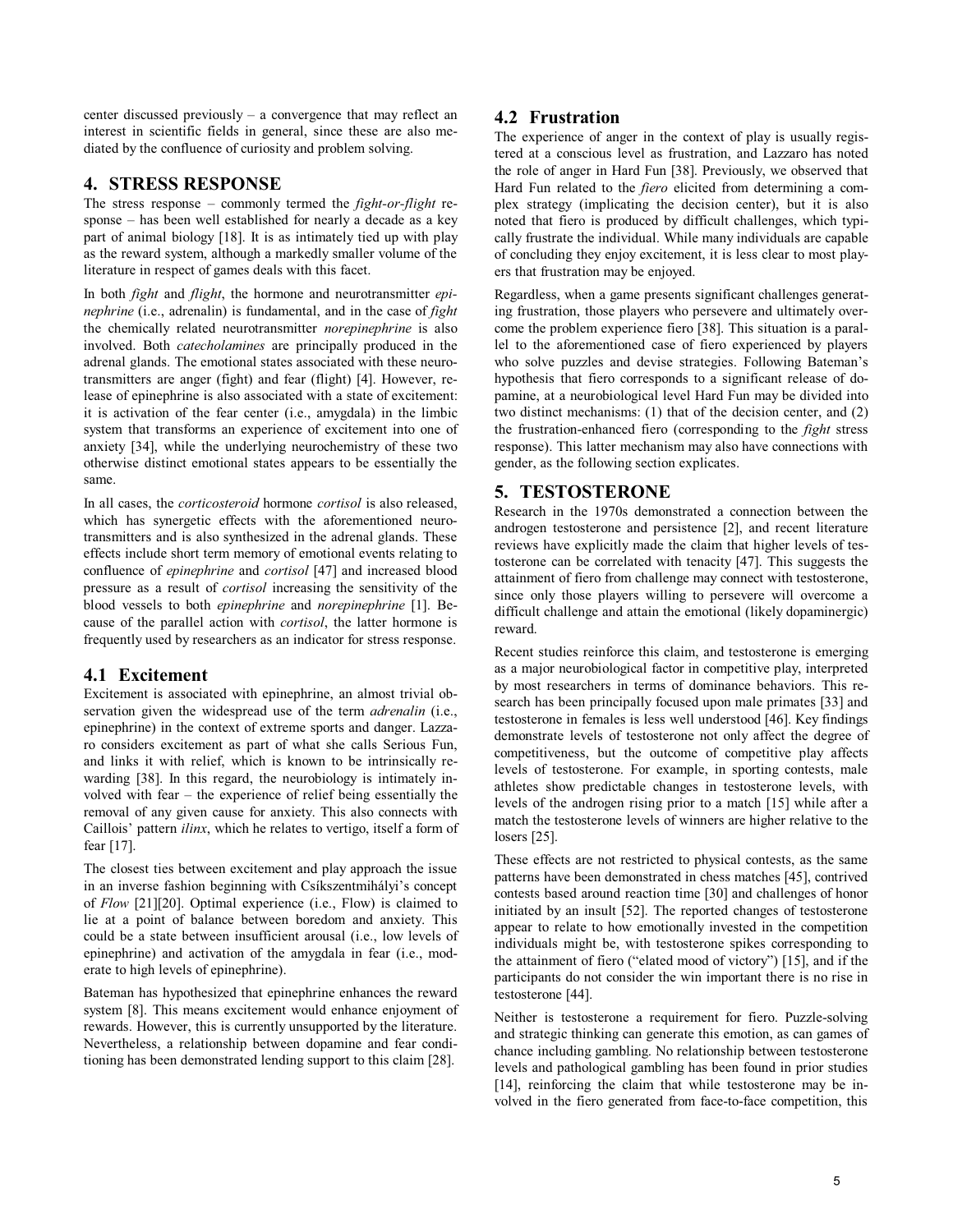center discussed previously – a convergence that may reflect an interest in scientific fields in general, since these are also mediated by the confluence of curiosity and problem solving.

## 4. STRESS RESPONSE

The stress response – commonly termed the *fight-or-flight* response – has been well established for nearly a decade as a key part of animal biology [18]. It is as intimately tied up with play as the reward system, although a markedly smaller volume of the literature in respect of games deals with this facet.

In both *fight* and *flight*, the hormone and neurotransmitter *epinephrine* (i.e., adrenalin) is fundamental, and in the case of *fight* the chemically related neurotransmitter *norepinephrine* is also involved. Both *catecholamines* are principally produced in the adrenal glands. The emotional states associated with these neurotransmitters are anger (fight) and fear (flight) [4]. However, release of epinephrine is also associated with a state of excitement: it is activation of the fear center (i.e., amygdala) in the limbic system that transforms an experience of excitement into one of anxiety [34], while the underlying neurochemistry of these two otherwise distinct emotional states appears to be essentially the same.

In all cases, the *corticosteroid* hormone *cortisol* is also released, which has synergetic effects with the aforementioned neurotransmitters and is also synthesized in the adrenal glands. These effects include short term memory of emotional events relating to confluence of *epinephrine* and *cortisol* [47] and increased blood pressure as a result of *cortisol* increasing the sensitivity of the blood vessels to both *epinephrine* and *norepinephrine* [1]. Because of the parallel action with *cortisol*, the latter hormone is frequently used by researchers as an indicator for stress response.

### 4.1 Excitement

Excitement is associated with epinephrine, an almost trivial observation given the widespread use of the term *adrenalin* (i.e., epinephrine) in the context of extreme sports and danger. Lazzaro considers excitement as part of what she calls Serious Fun, and links it with relief, which is known to be intrinsically rewarding [38]. In this regard, the neurobiology is intimately involved with fear – the experience of relief being essentially the removal of any given cause for anxiety. This also connects with Caillois' pattern *ilinx*, which he relates to vertigo, itself a form of fear [17].

The closest ties between excitement and play approach the issue in an inverse fashion beginning with Csíkszentmihályi's concept of *Flow* [21][20]. Optimal experience (i.e., Flow) is claimed to lie at a point of balance between boredom and anxiety. This could be a state between insufficient arousal (i.e., low levels of epinephrine) and activation of the amygdala in fear (i.e., moderate to high levels of epinephrine).

Bateman has hypothesized that epinephrine enhances the reward system [8]. This means excitement would enhance enjoyment of rewards. However, this is currently unsupported by the literature. Nevertheless, a relationship between dopamine and fear conditioning has been demonstrated lending support to this claim [28].

### 4.2 Frustration

The experience of anger in the context of play is usually registered at a conscious level as frustration, and Lazzaro has noted the role of anger in Hard Fun [38]. Previously, we observed that Hard Fun related to the *fiero* elicited from determining a complex strategy (implicating the decision center), but it is also noted that fiero is produced by difficult challenges, which typically frustrate the individual. While many individuals are capable of concluding they enjoy excitement, it is less clear to most players that frustration may be enjoyed.

Regardless, when a game presents significant challenges generating frustration, those players who persevere and ultimately overcome the problem experience fiero [38]. This situation is a parallel to the aforementioned case of fiero experienced by players who solve puzzles and devise strategies. Following Bateman's hypothesis that fiero corresponds to a significant release of dopamine, at a neurobiological level Hard Fun may be divided into two distinct mechanisms: (1) that of the decision center, and (2) the frustration-enhanced fiero (corresponding to the *fight* stress response). This latter mechanism may also have connections with gender, as the following section explicates.

## 5. TESTOSTERONE

Research in the 1970s demonstrated a connection between the androgen testosterone and persistence [2], and recent literature reviews have explicitly made the claim that higher levels of testosterone can be correlated with tenacity [47]. This suggests the attainment of fiero from challenge may connect with testosterone, since only those players willing to persevere will overcome a difficult challenge and attain the emotional (likely dopaminergic) reward.

Recent studies reinforce this claim, and testosterone is emerging as a major neurobiological factor in competitive play, interpreted by most researchers in terms of dominance behaviors. This research has been principally focused upon male primates [33] and testosterone in females is less well understood [46]. Key findings demonstrate levels of testosterone not only affect the degree of competitiveness, but the outcome of competitive play affects levels of testosterone. For example, in sporting contests, male athletes show predictable changes in testosterone levels, with levels of the androgen rising prior to a match [15] while after a match the testosterone levels of winners are higher relative to the losers [25].

These effects are not restricted to physical contests, as the same patterns have been demonstrated in chess matches [45], contrived contests based around reaction time [30] and challenges of honor initiated by an insult [52]. The reported changes of testosterone appear to relate to how emotionally invested in the competition individuals might be, with testosterone spikes corresponding to the attainment of fiero ("elated mood of victory") [15], and if the participants do not consider the win important there is no rise in testosterone [44].

Neither is testosterone a requirement for fiero. Puzzle-solving and strategic thinking can generate this emotion, as can games of chance including gambling. No relationship between testosterone levels and pathological gambling has been found in prior studies [14], reinforcing the claim that while testosterone may be involved in the fiero generated from face-to-face competition, this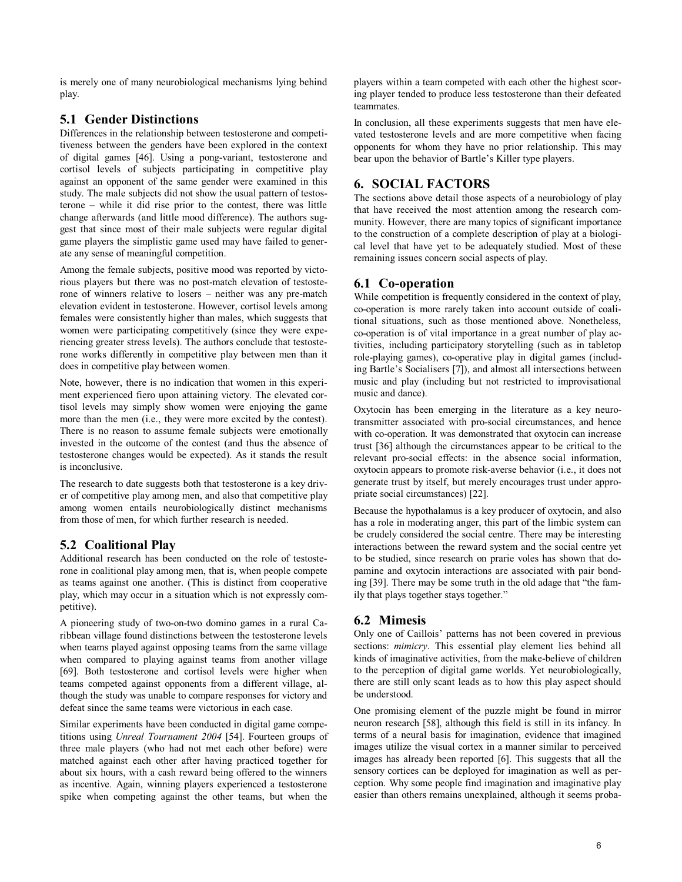is merely one of many neurobiological mechanisms lying behind play.

## 5.1 Gender Distinctions

Differences in the relationship between testosterone and competitiveness between the genders have been explored in the context of digital games [46]. Using a pong-variant, testosterone and cortisol levels of subjects participating in competitive play against an opponent of the same gender were examined in this study. The male subjects did not show the usual pattern of testosterone – while it did rise prior to the contest, there was little change afterwards (and little mood difference). The authors suggest that since most of their male subjects were regular digital game players the simplistic game used may have failed to generate any sense of meaningful competition.

Among the female subjects, positive mood was reported by victorious players but there was no post-match elevation of testosterone of winners relative to losers – neither was any pre-match elevation evident in testosterone. However, cortisol levels among females were consistently higher than males, which suggests that women were participating competitively (since they were experiencing greater stress levels). The authors conclude that testosterone works differently in competitive play between men than it does in competitive play between women.

Note, however, there is no indication that women in this experiment experienced fiero upon attaining victory. The elevated cortisol levels may simply show women were enjoying the game more than the men (i.e., they were more excited by the contest). There is no reason to assume female subjects were emotionally invested in the outcome of the contest (and thus the absence of testosterone changes would be expected). As it stands the result is inconclusive.

The research to date suggests both that testosterone is a key driver of competitive play among men, and also that competitive play among women entails neurobiologically distinct mechanisms from those of men, for which further research is needed.

## 5.2 Coalitional Play

Additional research has been conducted on the role of testosterone in coalitional play among men, that is, when people compete as teams against one another. (This is distinct from cooperative play, which may occur in a situation which is not expressly competitive).

A pioneering study of two-on-two domino games in a rural Caribbean village found distinctions between the testosterone levels when teams played against opposing teams from the same village when compared to playing against teams from another village [69]. Both testosterone and cortisol levels were higher when teams competed against opponents from a different village, although the study was unable to compare responses for victory and defeat since the same teams were victorious in each case.

Similar experiments have been conducted in digital game competitions using *Unreal Tournament 2004* [54]. Fourteen groups of three male players (who had not met each other before) were matched against each other after having practiced together for about six hours, with a cash reward being offered to the winners as incentive. Again, winning players experienced a testosterone spike when competing against the other teams, but when the players within a team competed with each other the highest scoring player tended to produce less testosterone than their defeated teammates.

In conclusion, all these experiments suggests that men have elevated testosterone levels and are more competitive when facing opponents for whom they have no prior relationship. This may bear upon the behavior of Bartle's Killer type players.

# 6. SOCIAL FACTORS

The sections above detail those aspects of a neurobiology of play that have received the most attention among the research community. However, there are many topics of significant importance to the construction of a complete description of play at a biological level that have yet to be adequately studied. Most of these remaining issues concern social aspects of play.

## 6.1 Co-operation

While competition is frequently considered in the context of play, co-operation is more rarely taken into account outside of coalitional situations, such as those mentioned above. Nonetheless, co-operation is of vital importance in a great number of play activities, including participatory storytelling (such as in tabletop role-playing games), co-operative play in digital games (including Bartle's Socialisers [7]), and almost all intersections between music and play (including but not restricted to improvisational music and dance).

Oxytocin has been emerging in the literature as a key neurotransmitter associated with pro-social circumstances, and hence with co-operation. It was demonstrated that oxytocin can increase trust [36] although the circumstances appear to be critical to the relevant pro-social effects: in the absence social information, oxytocin appears to promote risk-averse behavior (i.e., it does not generate trust by itself, but merely encourages trust under appropriate social circumstances) [22].

Because the hypothalamus is a key producer of oxytocin, and also has a role in moderating anger, this part of the limbic system can be crudely considered the social centre. There may be interesting interactions between the reward system and the social centre yet to be studied, since research on prarie voles has shown that dopamine and oxytocin interactions are associated with pair bonding [39]. There may be some truth in the old adage that "the family that plays together stays together."

## 6.2 Mimesis

Only one of Caillois' patterns has not been covered in previous sections: *mimicry*. This essential play element lies behind all kinds of imaginative activities, from the make-believe of children to the perception of digital game worlds. Yet neurobiologically, there are still only scant leads as to how this play aspect should be understood.

One promising element of the puzzle might be found in mirror neuron research [58], although this field is still in its infancy. In terms of a neural basis for imagination, evidence that imagined images utilize the visual cortex in a manner similar to perceived images has already been reported [6]. This suggests that all the sensory cortices can be deployed for imagination as well as perception. Why some people find imagination and imaginative play easier than others remains unexplained, although it seems proba-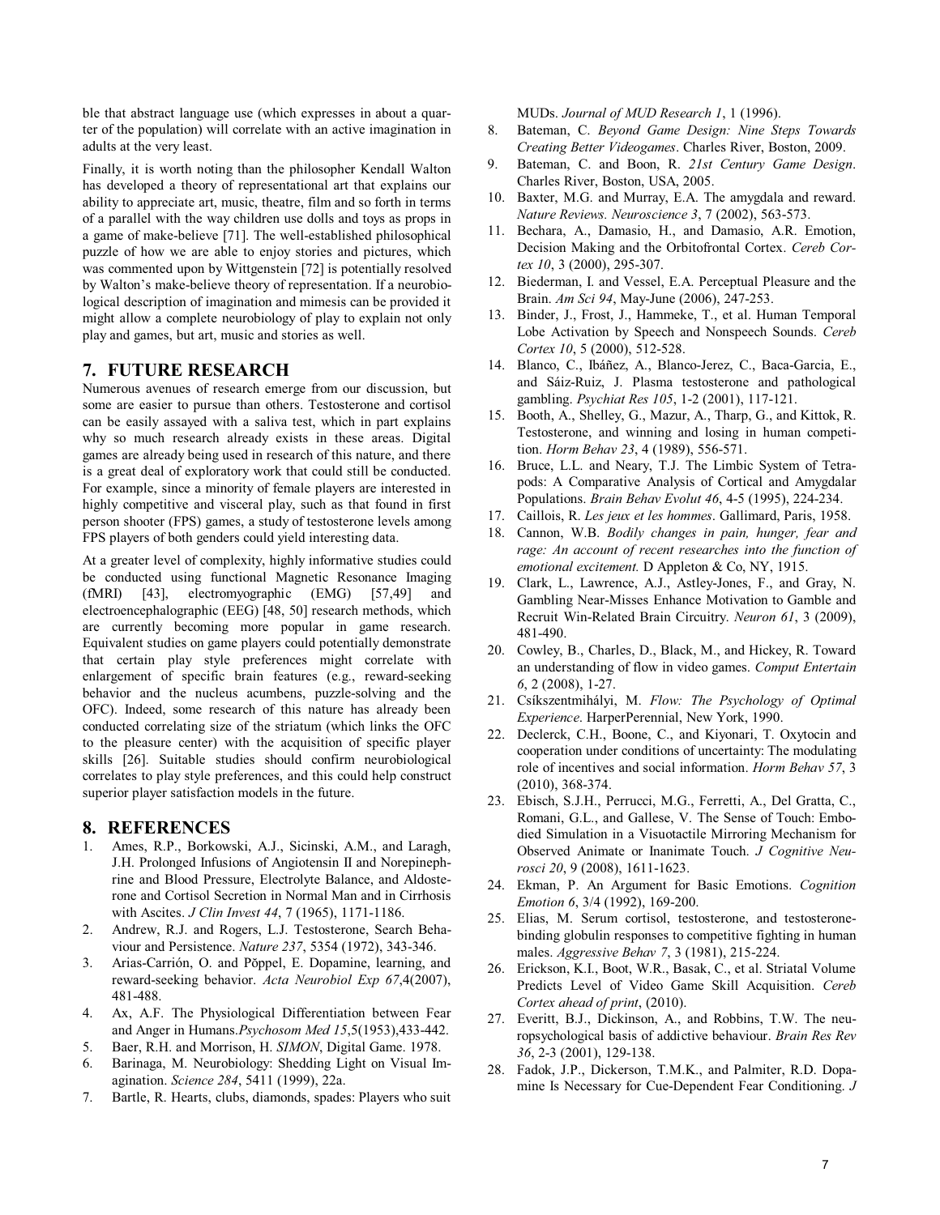ble that abstract language use (which expresses in about a quarter of the population) will correlate with an active imagination in adults at the very least.

Finally, it is worth noting than the philosopher Kendall Walton has developed a theory of representational art that explains our ability to appreciate art, music, theatre, film and so forth in terms of a parallel with the way children use dolls and toys as props in a game of make-believe [71]. The well-established philosophical puzzle of how we are able to enjoy stories and pictures, which was commented upon by Wittgenstein [72] is potentially resolved by Walton's make-believe theory of representation. If a neurobiological description of imagination and mimesis can be provided it might allow a complete neurobiology of play to explain not only play and games, but art, music and stories as well.

## 7. FUTURE RESEARCH

Numerous avenues of research emerge from our discussion, but some are easier to pursue than others. Testosterone and cortisol can be easily assayed with a saliva test, which in part explains why so much research already exists in these areas. Digital games are already being used in research of this nature, and there is a great deal of exploratory work that could still be conducted. For example, since a minority of female players are interested in highly competitive and visceral play, such as that found in first person shooter (FPS) games, a study of testosterone levels among FPS players of both genders could yield interesting data.

At a greater level of complexity, highly informative studies could be conducted using functional Magnetic Resonance Imaging (fMRI) [43], electromyographic (EMG) [57,49] and electroencephalographic (EEG) [48, 50] research methods, which are currently becoming more popular in game research. Equivalent studies on game players could potentially demonstrate that certain play style preferences might correlate with enlargement of specific brain features (e.g., reward-seeking behavior and the nucleus acumbens, puzzle-solving and the OFC). Indeed, some research of this nature has already been conducted correlating size of the striatum (which links the OFC to the pleasure center) with the acquisition of specific player skills [26]. Suitable studies should confirm neurobiological correlates to play style preferences, and this could help construct superior player satisfaction models in the future.

## 8. REFERENCES

1. Ames, R.P., Borkowski, A.J., Sicinski, A.M., and Laragh, J.H. Prolonged Infusions of Angiotensin II and Norepinephrine and Blood Pressure, Electrolyte Balance, and Aldosterone and Cortisol Secretion in Normal Man and in Cirrhosis with Ascites. *J Clin Invest 44*, 7 (1965), 1171-1186.
2. Andrew, R.J. and Rogers, L.J. Testosterone, Search Behaviour and Persistence. *Nature 237*, 5354 (1972), 343-346.
3. Arias-Carrión, O. and Pŏppel, E. Dopamine, learning, and reward-seeking behavior. *Acta Neurobiol Exp 67*,4(2007), 481-488.
4. Ax, A.F. The Physiological Differentiation between Fear and Anger in Humans.*Psychosom Med 15*,5(1953),433-442.
5. Baer, R.H. and Morrison, H. *SIMON*, Digital Game. 1978.
6. Barinaga, M. Neurobiology: Shedding Light on Visual Imagination. *Science 284*, 5411 (1999), 22a.
7. Bartle, R. Hearts, clubs, diamonds, spades: Players who suit MUDs. *Journal of MUD Research 1*, 1 (1996).
8. Bateman, C. *Beyond Game Design: Nine Steps Towards Creating Better Videogames*. Charles River, Boston, 2009.
9. Bateman, C. and Boon, R. *21st Century Game Design*. Charles River, Boston, USA, 2005.
10. Baxter, M.G. and Murray, E.A. The amygdala and reward. *Nature Reviews. Neuroscience 3*, 7 (2002), 563-573.
11. Bechara, A., Damasio, H., and Damasio, A.R. Emotion, Decision Making and the Orbitofrontal Cortex. *Cereb Cortex 10*, 3 (2000), 295-307.
12. Biederman, I. and Vessel, E.A. Perceptual Pleasure and the Brain. *Am Sci 94*, May-June (2006), 247-253.
13. Binder, J., Frost, J., Hammeke, T., et al. Human Temporal Lobe Activation by Speech and Nonspeech Sounds. *Cereb Cortex 10*, 5 (2000), 512-528.
14. Blanco, C., Ibáñez, A., Blanco-Jerez, C., Baca-Garcia, E., and Sáiz-Ruiz, J. Plasma testosterone and pathological gambling. *Psychiat Res 105*, 1-2 (2001), 117-121.
15. Booth, A., Shelley, G., Mazur, A., Tharp, G., and Kittok, R. Testosterone, and winning and losing in human competition. *Horm Behav 23*, 4 (1989), 556-571.
16. Bruce, L.L. and Neary, T.J. The Limbic System of Tetrapods: A Comparative Analysis of Cortical and Amygdalar Populations. *Brain Behav Evolut 46*, 4-5 (1995), 224-234.
17. Caillois, R. *Les jeux et les hommes*. Gallimard, Paris, 1958.
18. Cannon, W.B. *Bodily changes in pain, hunger, fear and rage: An account of recent researches into the function of emotional excitement.* D Appleton & Co, NY, 1915.
19. Clark, L., Lawrence, A.J., Astley-Jones, F., and Gray, N. Gambling Near-Misses Enhance Motivation to Gamble and Recruit Win-Related Brain Circuitry. *Neuron 61*, 3 (2009), 481-490.
20. Cowley, B., Charles, D., Black, M., and Hickey, R. Toward an understanding of flow in video games. *Comput Entertain 6*, 2 (2008), 1-27.
21. Csíkszentmihályi, M. *Flow: The Psychology of Optimal Experience*. HarperPerennial, New York, 1990.
22. Declerck, C.H., Boone, C., and Kiyonari, T. Oxytocin and cooperation under conditions of uncertainty: The modulating role of incentives and social information. *Horm Behav 57*, 3 (2010), 368-374.
23. Ebisch, S.J.H., Perrucci, M.G., Ferretti, A., Del Gratta, C., Romani, G.L., and Gallese, V. The Sense of Touch: Embodied Simulation in a Visuotactile Mirroring Mechanism for Observed Animate or Inanimate Touch. *J Cognitive Neurosci 20*, 9 (2008), 1611-1623.
24. Ekman, P. An Argument for Basic Emotions. *Cognition Emotion 6*, 3/4 (1992), 169-200.
25. Elias, M. Serum cortisol, testosterone, and testosterone-binding globulin responses to competitive fighting in human males. *Aggressive Behav 7*, 3 (1981), 215-224.
26. Erickson, K.I., Boot, W.R., Basak, C., et al. Striatal Volume Predicts Level of Video Game Skill Acquisition. *Cereb Cortex ahead of print*, (2010).
27. Everitt, B.J., Dickinson, A., and Robbins, T.W. The neuropsychological basis of addictive behaviour. *Brain Res Rev 36*, 2-3 (2001), 129-138.
28. Fadok, J.P., Dickerson, T.M.K., and Palmiter, R.D. Dopamine Is Necessary for Cue-Dependent Fear Conditioning. *J*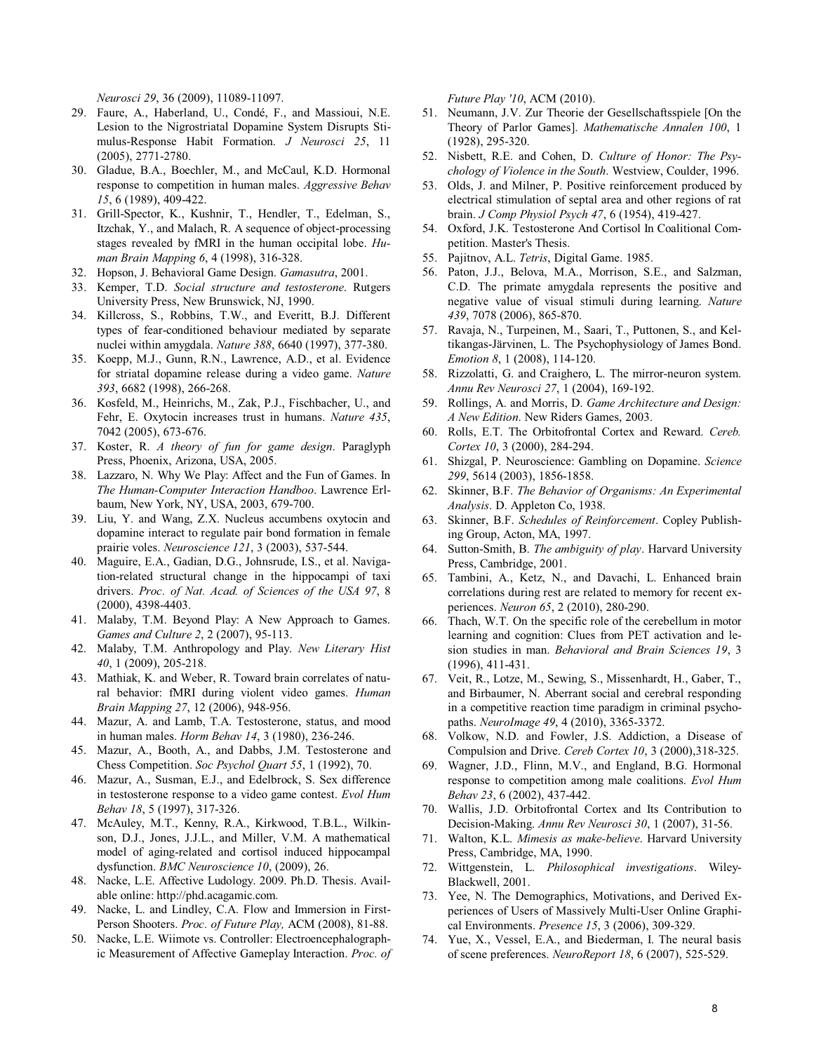*Neurosci 29*, 36 (2009), 11089-11097.

29. Faure, A., Haberland, U., Condé, F., and Massioui, N.E. Lesion to the Nigrostriatal Dopamine System Disrupts Stimulus-Response Habit Formation. *J Neurosci 25*, 11 (2005), 2771-2780.
30. Gladue, B.A., Boechler, M., and McCaul, K.D. Hormonal response to competition in human males. *Aggressive Behav 15*, 6 (1989), 409-422.
31. Grill-Spector, K., Kushnir, T., Hendler, T., Edelman, S., Itzchak, Y., and Malach, R. A sequence of object-processing stages revealed by fMRI in the human occipital lobe. *Human Brain Mapping 6*, 4 (1998), 316-328.
32. Hopson, J. Behavioral Game Design. *Gamasutra*, 2001.
33. Kemper, T.D. *Social structure and testosterone*. Rutgers University Press, New Brunswick, NJ, 1990.
34. Killcross, S., Robbins, T.W., and Everitt, B.J. Different types of fear-conditioned behaviour mediated by separate nuclei within amygdala. *Nature 388*, 6640 (1997), 377-380.
35. Koepp, M.J., Gunn, R.N., Lawrence, A.D., et al. Evidence for striatal dopamine release during a video game. *Nature 393*, 6682 (1998), 266-268.
36. Kosfeld, M., Heinrichs, M., Zak, P.J., Fischbacher, U., and Fehr, E. Oxytocin increases trust in humans. *Nature 435*, 7042 (2005), 673-676.
37. Koster, R. *A theory of fun for game design*. Paraglyph Press, Phoenix, Arizona, USA, 2005.
38. Lazzaro, N. Why We Play: Affect and the Fun of Games. In *The Human-Computer Interaction Handboo*. Lawrence Erlbaum, New York, NY, USA, 2003, 679-700.
39. Liu, Y. and Wang, Z.X. Nucleus accumbens oxytocin and dopamine interact to regulate pair bond formation in female prairie voles. *Neuroscience 121*, 3 (2003), 537-544.
40. Maguire, E.A., Gadian, D.G., Johnsrude, I.S., et al. Navigation-related structural change in the hippocampi of taxi drivers. *Proc. of Nat. Acad. of Sciences of the USA 97*, 8 (2000), 4398-4403.
41. Malaby, T.M. Beyond Play: A New Approach to Games. *Games and Culture 2*, 2 (2007), 95-113.
42. Malaby, T.M. Anthropology and Play. *New Literary Hist 40*, 1 (2009), 205-218.
43. Mathiak, K. and Weber, R. Toward brain correlates of natural behavior: fMRI during violent video games. *Human Brain Mapping 27*, 12 (2006), 948-956.
44. Mazur, A. and Lamb, T.A. Testosterone, status, and mood in human males. *Horm Behav 14*, 3 (1980), 236-246.
45. Mazur, A., Booth, A., and Dabbs, J.M. Testosterone and Chess Competition. *Soc Psychol Quart 55*, 1 (1992), 70.
46. Mazur, A., Susman, E.J., and Edelbrock, S. Sex difference in testosterone response to a video game contest. *Evol Hum Behav 18*, 5 (1997), 317-326.
47. McAuley, M.T., Kenny, R.A., Kirkwood, T.B.L., Wilkinson, D.J., Jones, J.J.L., and Miller, V.M. A mathematical model of aging-related and cortisol induced hippocampal dysfunction. *BMC Neuroscience 10*, (2009), 26.
48. Nacke, L.E. Affective Ludology. 2009. Ph.D. Thesis. Available online: http://phd.acagamic.com.
49. Nacke, L. and Lindley, C.A. Flow and Immersion in First-Person Shooters. *Proc. of Future Play,* ACM (2008), 81-88.
50. Nacke, L.E. Wiimote vs. Controller: Electroencephalographic Measurement of Affective Gameplay Interaction. *Proc. of Future Play '10*, ACM (2010).
51. Neumann, J.V. Zur Theorie der Gesellschaftsspiele [On the Theory of Parlor Games]. *Mathematische Annalen 100*, 1 (1928), 295-320.
52. Nisbett, R.E. and Cohen, D. *Culture of Honor: The Psychology of Violence in the South*. Westview, Coulder, 1996.
53. Olds, J. and Milner, P. Positive reinforcement produced by electrical stimulation of septal area and other regions of rat brain. *J Comp Physiol Psych 47*, 6 (1954), 419-427.
54. Oxford, J.K. Testosterone And Cortisol In Coalitional Competition. Master's Thesis.
55. Pajitnov, A.L. *Tetris*, Digital Game. 1985.
56. Paton, J.J., Belova, M.A., Morrison, S.E., and Salzman, C.D. The primate amygdala represents the positive and negative value of visual stimuli during learning. *Nature 439*, 7078 (2006), 865-870.
57. Ravaja, N., Turpeinen, M., Saari, T., Puttonen, S., and Keltikangas-Järvinen, L. The Psychophysiology of James Bond. *Emotion 8*, 1 (2008), 114-120.
58. Rizzolatti, G. and Craighero, L. The mirror-neuron system. *Annu Rev Neurosci 27*, 1 (2004), 169-192.
59. Rollings, A. and Morris, D. *Game Architecture and Design: A New Edition*. New Riders Games, 2003.
60. Rolls, E.T. The Orbitofrontal Cortex and Reward. *Cereb. Cortex 10*, 3 (2000), 284-294.
61. Shizgal, P. Neuroscience: Gambling on Dopamine. *Science 299*, 5614 (2003), 1856-1858.
62. Skinner, B.F. *The Behavior of Organisms: An Experimental Analysis*. D. Appleton Co, 1938.
63. Skinner, B.F. *Schedules of Reinforcement*. Copley Publishing Group, Acton, MA, 1997.
64. Sutton-Smith, B. *The ambiguity of play*. Harvard University Press, Cambridge, 2001.
65. Tambini, A., Ketz, N., and Davachi, L. Enhanced brain correlations during rest are related to memory for recent experiences. *Neuron 65*, 2 (2010), 280-290.
66. Thach, W.T. On the specific role of the cerebellum in motor learning and cognition: Clues from PET activation and lesion studies in man. *Behavioral and Brain Sciences 19*, 3 (1996), 411-431.
67. Veit, R., Lotze, M., Sewing, S., Missenhardt, H., Gaber, T., and Birbaumer, N. Aberrant social and cerebral responding in a competitive reaction time paradigm in criminal psychopaths. *NeuroImage 49*, 4 (2010), 3365-3372.
68. Volkow, N.D. and Fowler, J.S. Addiction, a Disease of Compulsion and Drive. *Cereb Cortex 10*, 3 (2000),318-325.
69. Wagner, J.D., Flinn, M.V., and England, B.G. Hormonal response to competition among male coalitions. *Evol Hum Behav 23*, 6 (2002), 437-442.
70. Wallis, J.D. Orbitofrontal Cortex and Its Contribution to Decision-Making. *Annu Rev Neurosci 30*, 1 (2007), 31-56.
71. Walton, K.L. *Mimesis as make-believe*. Harvard University Press, Cambridge, MA, 1990.
72. Wittgenstein, L. *Philosophical investigations*. Wiley-Blackwell, 2001.
73. Yee, N. The Demographics, Motivations, and Derived Experiences of Users of Massively Multi-User Online Graphical Environments. *Presence 15*, 3 (2006), 309-329.
74. Yue, X., Vessel, E.A., and Biederman, I. The neural basis of scene preferences. *NeuroReport 18*, 6 (2007), 525-529.